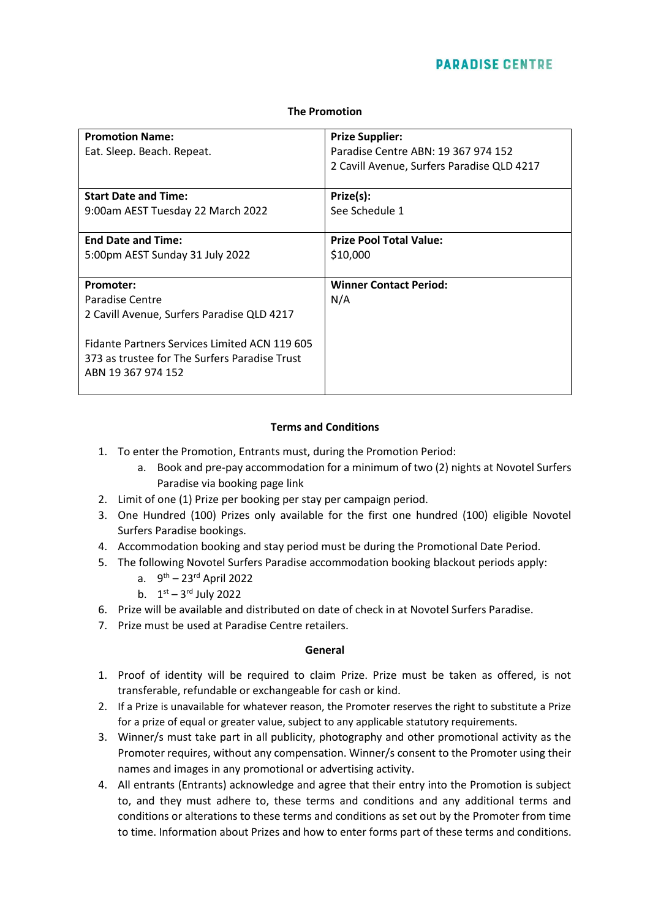PARADISE CENTRE

## The Promotion

| **Promotion Name:**<br>Eat. Sleep. Beach. Repeat. | **Prize Supplier:**<br>Paradise Centre ABN: 19 367 974 152<br>2 Cavill Avenue, Surfers Paradise QLD 4217 |
|---|---|
| **Start Date and Time:**<br>9:00am AEST Tuesday 22 March 2022 | **Prize(s):**<br>See Schedule 1 |
| **End Date and Time:**<br>5:00pm AEST Sunday 31 July 2022 | **Prize Pool Total Value:**<br>$10,000 |
| **Promoter:**<br>Paradise Centre<br>2 Cavill Avenue, Surfers Paradise QLD 4217<br><br>Fidante Partners Services Limited ACN 119 605 373 as trustee for The Surfers Paradise Trust ABN 19 367 974 152 | **Winner Contact Period:**<br>N/A |

## Terms and Conditions

1. To enter the Promotion, Entrants must, during the Promotion Period:
   a. Book and pre-pay accommodation for a minimum of two (2) nights at Novotel Surfers Paradise via booking page link
2. Limit of one (1) Prize per booking per stay per campaign period.
3. One Hundred (100) Prizes only available for the first one hundred (100) eligible Novotel Surfers Paradise bookings.
4. Accommodation booking and stay period must be during the Promotional Date Period.
5. The following Novotel Surfers Paradise accommodation booking blackout periods apply:
   a. 9th – 23rd April 2022
   b. 1st – 3rd July 2022
6. Prize will be available and distributed on date of check in at Novotel Surfers Paradise.
7. Prize must be used at Paradise Centre retailers.

## General

1. Proof of identity will be required to claim Prize. Prize must be taken as offered, is not transferable, refundable or exchangeable for cash or kind.
2. If a Prize is unavailable for whatever reason, the Promoter reserves the right to substitute a Prize for a prize of equal or greater value, subject to any applicable statutory requirements.
3. Winner/s must take part in all publicity, photography and other promotional activity as the Promoter requires, without any compensation. Winner/s consent to the Promoter using their names and images in any promotional or advertising activity.
4. All entrants (Entrants) acknowledge and agree that their entry into the Promotion is subject to, and they must adhere to, these terms and conditions and any additional terms and conditions or alterations to these terms and conditions as set out by the Promoter from time to time. Information about Prizes and how to enter forms part of these terms and conditions.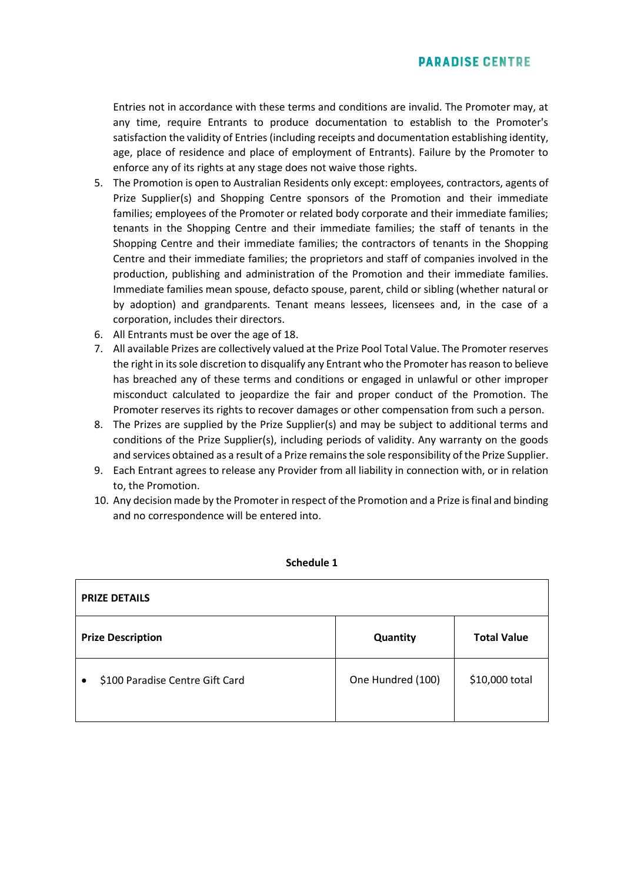Entries not in accordance with these terms and conditions are invalid. The Promoter may, at any time, require Entrants to produce documentation to establish to the Promoter's satisfaction the validity of Entries (including receipts and documentation establishing identity, age, place of residence and place of employment of Entrants). Failure by the Promoter to enforce any of its rights at any stage does not waive those rights.

5. The Promotion is open to Australian Residents only except: employees, contractors, agents of Prize Supplier(s) and Shopping Centre sponsors of the Promotion and their immediate families; employees of the Promoter or related body corporate and their immediate families; tenants in the Shopping Centre and their immediate families; the staff of tenants in the Shopping Centre and their immediate families; the contractors of tenants in the Shopping Centre and their immediate families; the proprietors and staff of companies involved in the production, publishing and administration of the Promotion and their immediate families. Immediate families mean spouse, defacto spouse, parent, child or sibling (whether natural or by adoption) and grandparents. Tenant means lessees, licensees and, in the case of a corporation, includes their directors.
6. All Entrants must be over the age of 18.
7. All available Prizes are collectively valued at the Prize Pool Total Value. The Promoter reserves the right in its sole discretion to disqualify any Entrant who the Promoter has reason to believe has breached any of these terms and conditions or engaged in unlawful or other improper misconduct calculated to jeopardize the fair and proper conduct of the Promotion. The Promoter reserves its rights to recover damages or other compensation from such a person.
8. The Prizes are supplied by the Prize Supplier(s) and may be subject to additional terms and conditions of the Prize Supplier(s), including periods of validity. Any warranty on the goods and services obtained as a result of a Prize remains the sole responsibility of the Prize Supplier.
9. Each Entrant agrees to release any Provider from all liability in connection with, or in relation to, the Promotion.
10. Any decision made by the Promoter in respect of the Promotion and a Prize is final and binding and no correspondence will be entered into.

**Schedule 1**

| **PRIZE DETAILS** | | |
|---|---|---|
| **Prize Description** | **Quantity** | **Total Value** |
| • $100 Paradise Centre Gift Card | One Hundred (100) | $10,000 total |